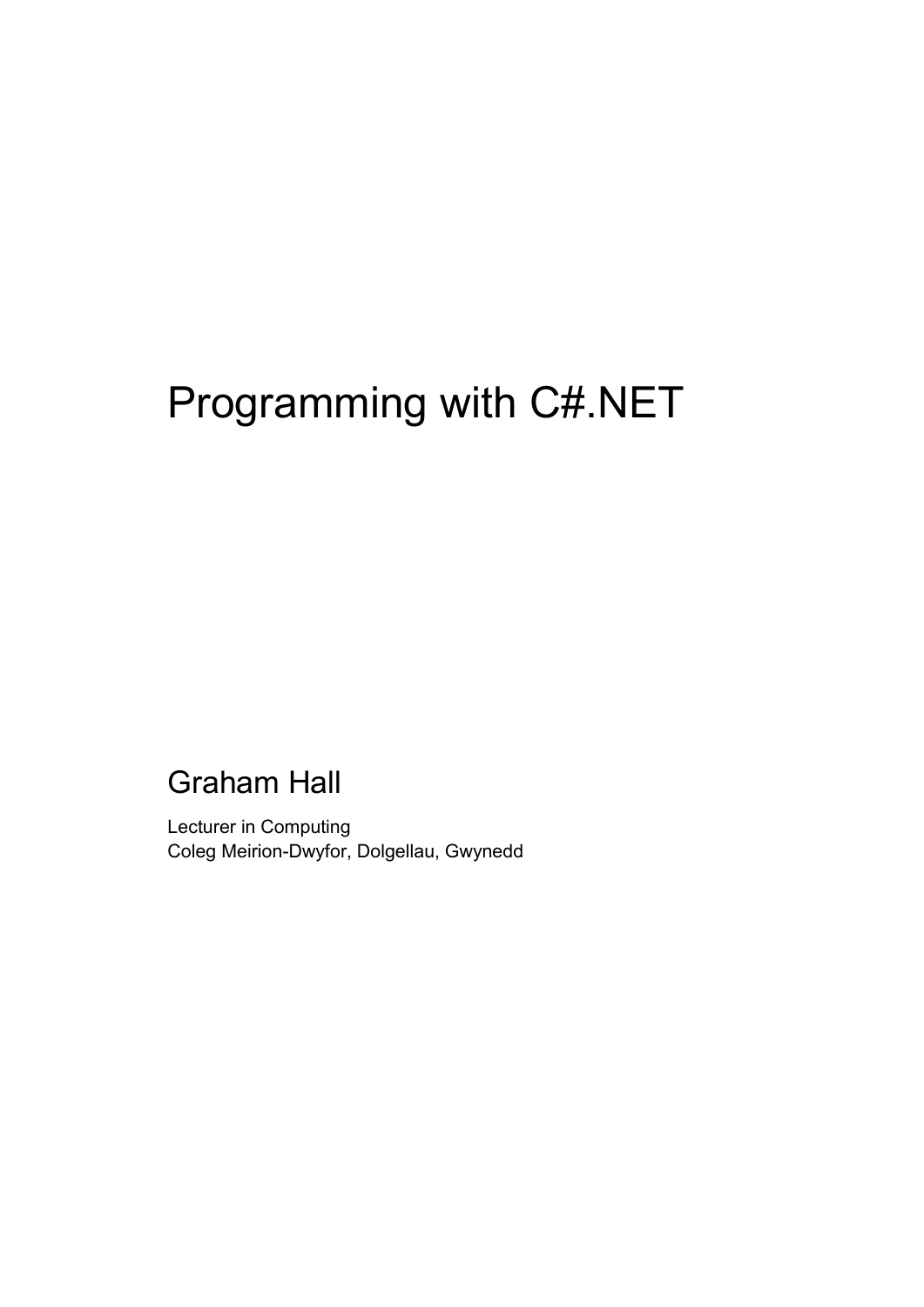# Programming with C#.NET

## Graham Hall

Lecturer in Computing
Coleg Meirion-Dwyfor, Dolgellau, Gwynedd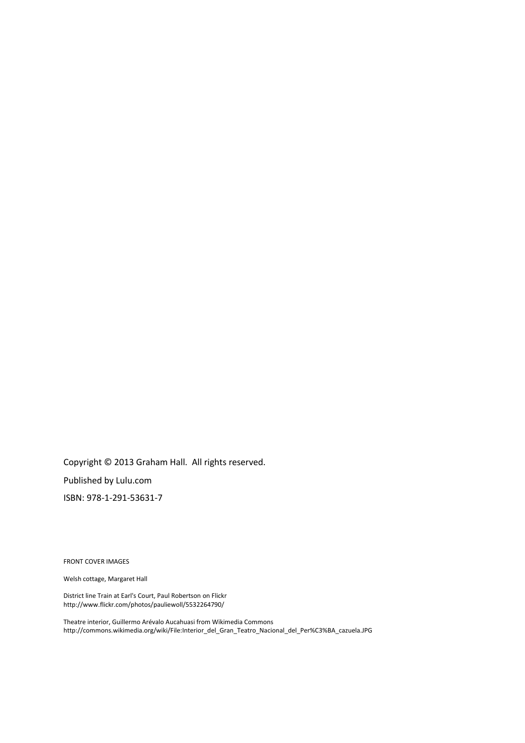Copyright © 2013 Graham Hall. All rights reserved.

Published by Lulu.com

ISBN: 978-1-291-53631-7

FRONT COVER IMAGES

Welsh cottage, Margaret Hall

District line Train at Earl's Court, Paul Robertson on Flickr
http://www.flickr.com/photos/pauliewoll/5532264790/

Theatre interior, Guillermo Arévalo Aucahuasi from Wikimedia Commons
http://commons.wikimedia.org/wiki/File:Interior_del_Gran_Teatro_Nacional_del_Per%C3%BA_cazuela.JPG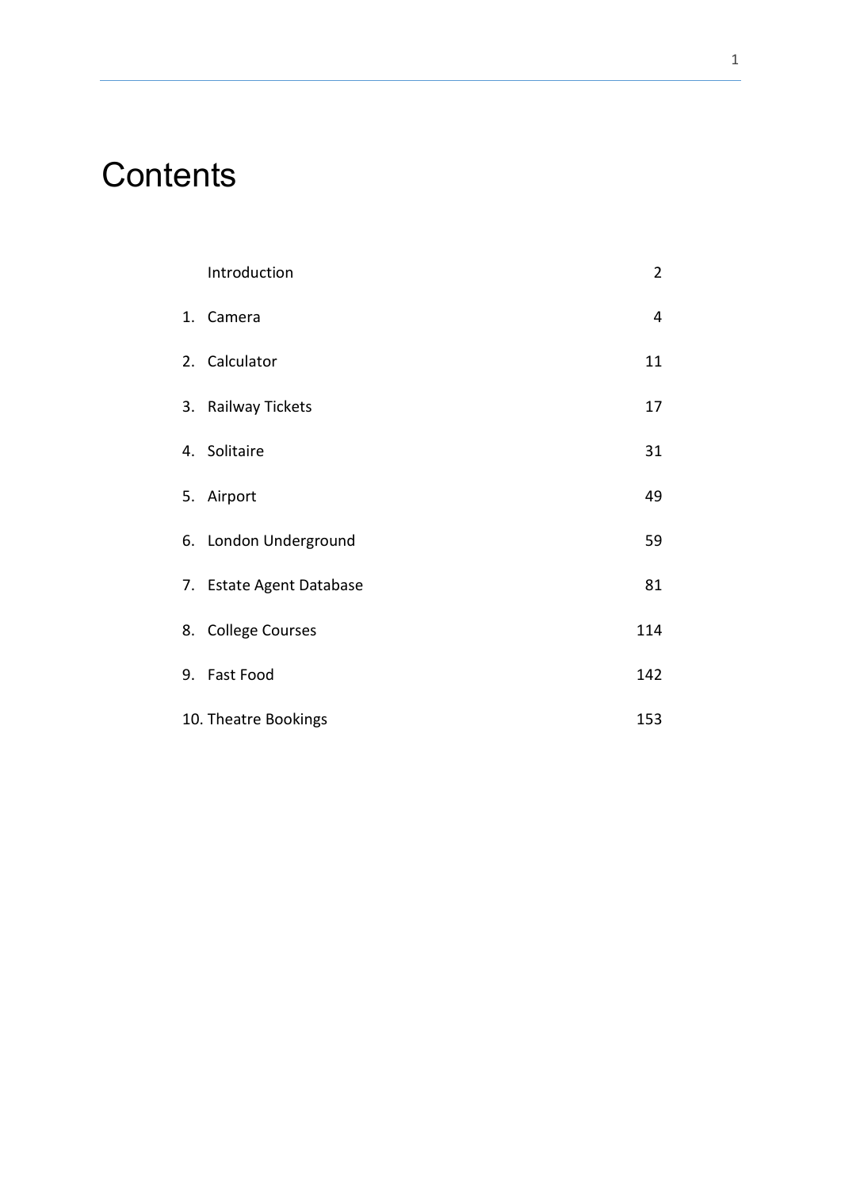# Contents

| | | |
|---|---|---|
| | Introduction | 2 |
| 1. | Camera | 4 |
| 2. | Calculator | 11 |
| 3. | Railway Tickets | 17 |
| 4. | Solitaire | 31 |
| 5. | Airport | 49 |
| 6. | London Underground | 59 |
| 7. | Estate Agent Database | 81 |
| 8. | College Courses | 114 |
| 9. | Fast Food | 142 |
| 10. | Theatre Bookings | 153 |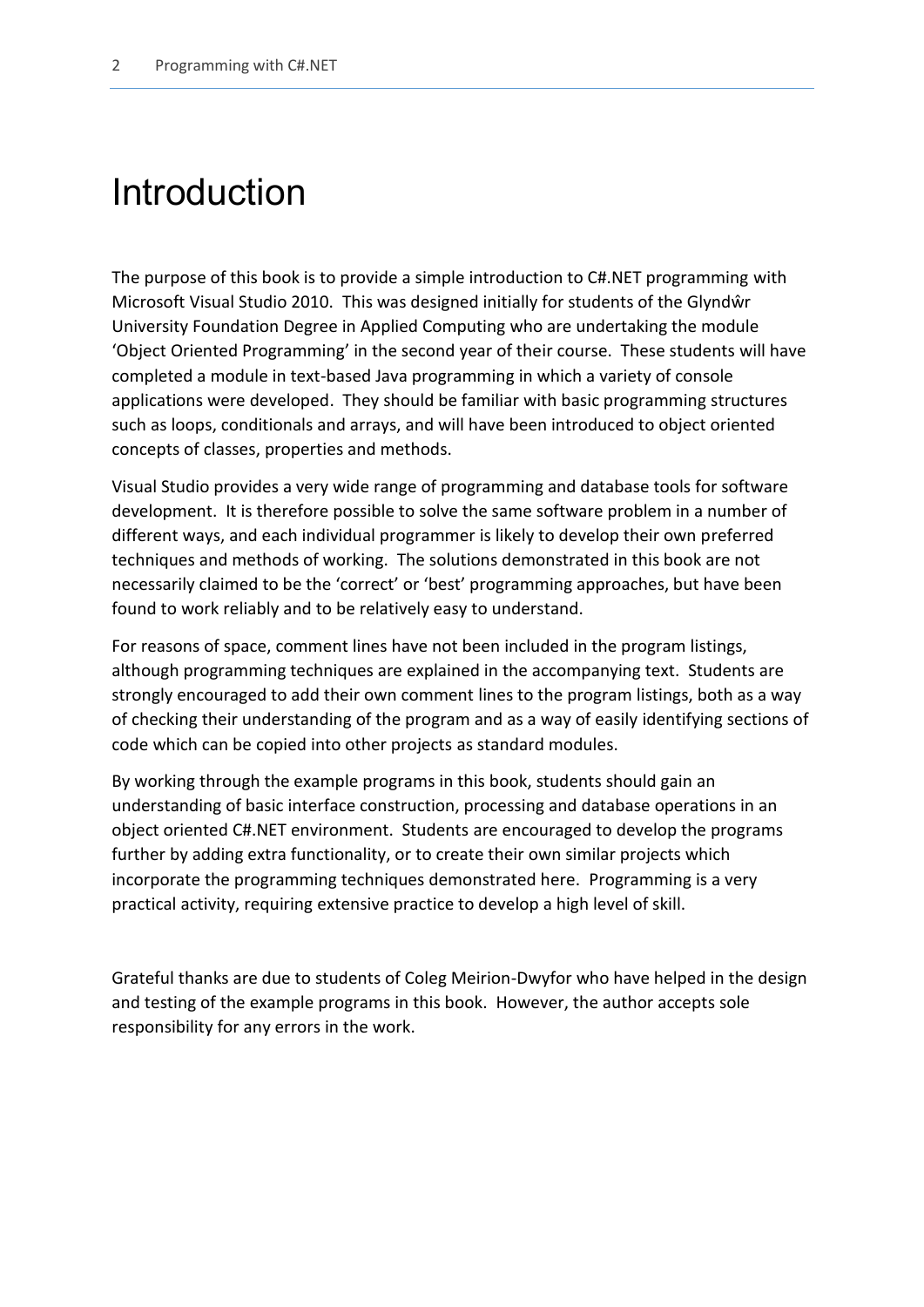# Introduction

The purpose of this book is to provide a simple introduction to C#.NET programming with Microsoft Visual Studio 2010. This was designed initially for students of the Glyndŵr University Foundation Degree in Applied Computing who are undertaking the module 'Object Oriented Programming' in the second year of their course. These students will have completed a module in text-based Java programming in which a variety of console applications were developed. They should be familiar with basic programming structures such as loops, conditionals and arrays, and will have been introduced to object oriented concepts of classes, properties and methods.

Visual Studio provides a very wide range of programming and database tools for software development. It is therefore possible to solve the same software problem in a number of different ways, and each individual programmer is likely to develop their own preferred techniques and methods of working. The solutions demonstrated in this book are not necessarily claimed to be the 'correct' or 'best' programming approaches, but have been found to work reliably and to be relatively easy to understand.

For reasons of space, comment lines have not been included in the program listings, although programming techniques are explained in the accompanying text. Students are strongly encouraged to add their own comment lines to the program listings, both as a way of checking their understanding of the program and as a way of easily identifying sections of code which can be copied into other projects as standard modules.

By working through the example programs in this book, students should gain an understanding of basic interface construction, processing and database operations in an object oriented C#.NET environment. Students are encouraged to develop the programs further by adding extra functionality, or to create their own similar projects which incorporate the programming techniques demonstrated here. Programming is a very practical activity, requiring extensive practice to develop a high level of skill.

Grateful thanks are due to students of Coleg Meirion-Dwyfor who have helped in the design and testing of the example programs in this book. However, the author accepts sole responsibility for any errors in the work.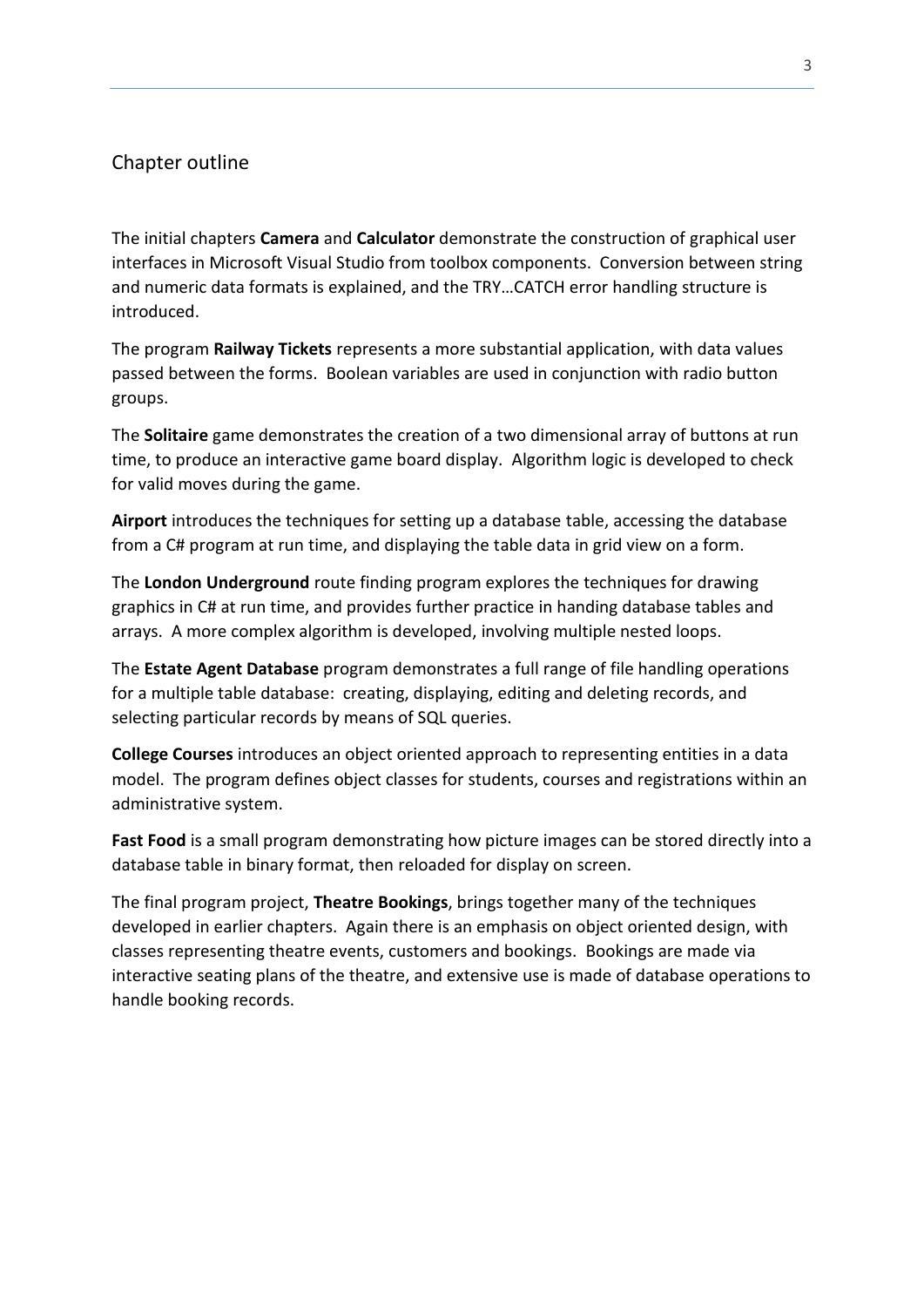## Chapter outline

The initial chapters **Camera** and **Calculator** demonstrate the construction of graphical user interfaces in Microsoft Visual Studio from toolbox components. Conversion between string and numeric data formats is explained, and the TRY…CATCH error handling structure is introduced.

The program **Railway Tickets** represents a more substantial application, with data values passed between the forms. Boolean variables are used in conjunction with radio button groups.

The **Solitaire** game demonstrates the creation of a two dimensional array of buttons at run time, to produce an interactive game board display. Algorithm logic is developed to check for valid moves during the game.

**Airport** introduces the techniques for setting up a database table, accessing the database from a C# program at run time, and displaying the table data in grid view on a form.

The **London Underground** route finding program explores the techniques for drawing graphics in C# at run time, and provides further practice in handing database tables and arrays. A more complex algorithm is developed, involving multiple nested loops.

The **Estate Agent Database** program demonstrates a full range of file handling operations for a multiple table database: creating, displaying, editing and deleting records, and selecting particular records by means of SQL queries.

**College Courses** introduces an object oriented approach to representing entities in a data model. The program defines object classes for students, courses and registrations within an administrative system.

**Fast Food** is a small program demonstrating how picture images can be stored directly into a database table in binary format, then reloaded for display on screen.

The final program project, **Theatre Bookings**, brings together many of the techniques developed in earlier chapters. Again there is an emphasis on object oriented design, with classes representing theatre events, customers and bookings. Bookings are made via interactive seating plans of the theatre, and extensive use is made of database operations to handle booking records.